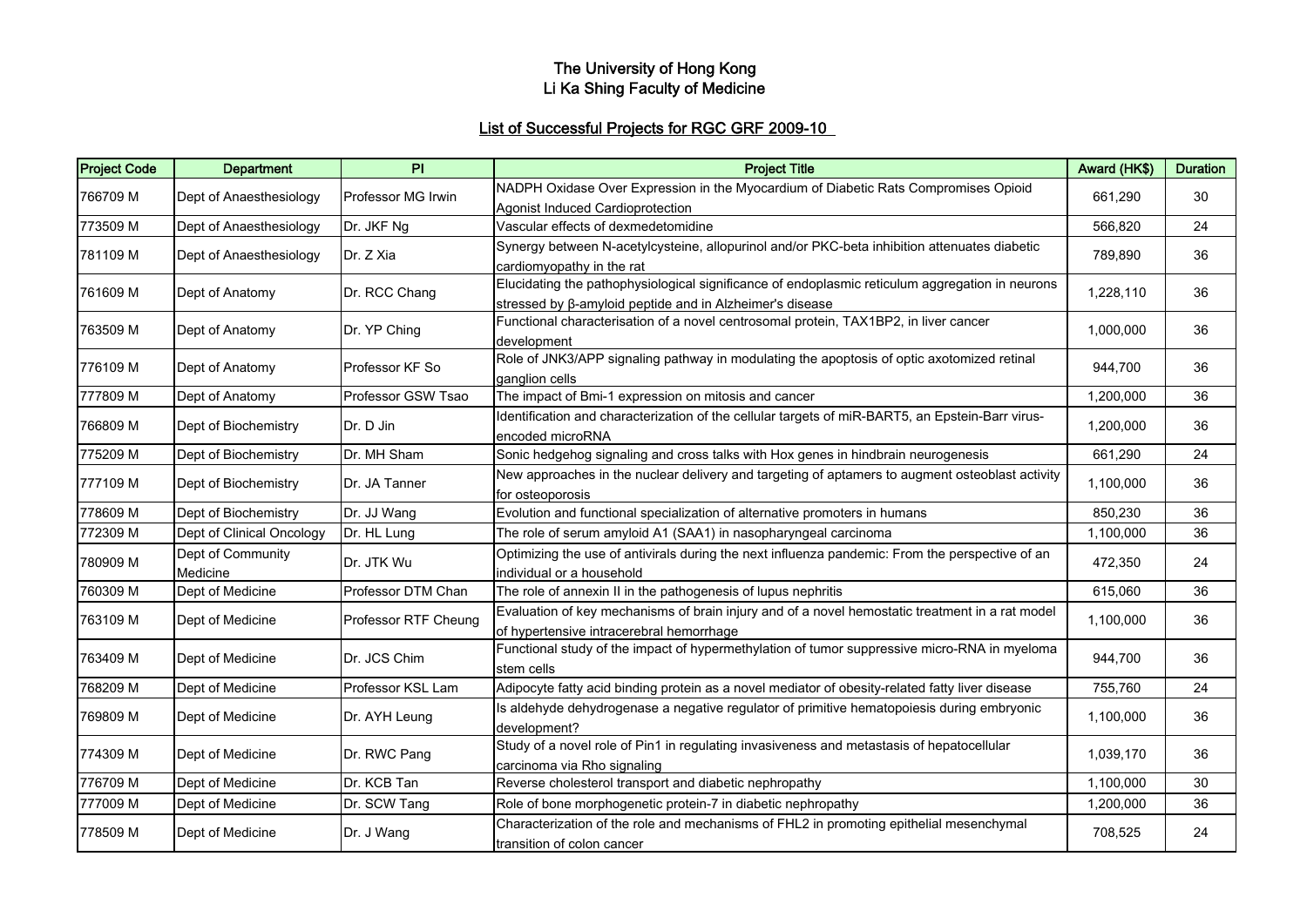# The University of Hong Kong
# Li Ka Shing Faculty of Medicine

## List of Successful Projects for RGC GRF 2009-10

| Project Code | Department | PI | Project Title | Award (HK$) | Duration |
|---|---|---|---|---|---|
| 766709 M | Dept of Anaesthesiology | Professor MG Irwin | NADPH Oxidase Over Expression in the Myocardium of Diabetic Rats Compromises Opioid Agonist Induced Cardioprotection | 661,290 | 30 |
| 773509 M | Dept of Anaesthesiology | Dr. JKF Ng | Vascular effects of dexmedetomidine | 566,820 | 24 |
| 781109 M | Dept of Anaesthesiology | Dr. Z Xia | Synergy between N-acetylcysteine, allopurinol and/or PKC-beta inhibition attenuates diabetic cardiomyopathy in the rat | 789,890 | 36 |
| 761609 M | Dept of Anatomy | Dr. RCC Chang | Elucidating the pathophysiological significance of endoplasmic reticulum aggregation in neurons stressed by β-amyloid peptide and in Alzheimer's disease | 1,228,110 | 36 |
| 763509 M | Dept of Anatomy | Dr. YP Ching | Functional characterisation of a novel centrosomal protein, TAX1BP2, in liver cancer development | 1,000,000 | 36 |
| 776109 M | Dept of Anatomy | Professor KF So | Role of JNK3/APP signaling pathway in modulating the apoptosis of optic axotomized retinal ganglion cells | 944,700 | 36 |
| 777809 M | Dept of Anatomy | Professor GSW Tsao | The impact of Bmi-1 expression on mitosis and cancer | 1,200,000 | 36 |
| 766809 M | Dept of Biochemistry | Dr. D Jin | Identification and characterization of the cellular targets of miR-BART5, an Epstein-Barr virus-encoded microRNA | 1,200,000 | 36 |
| 775209 M | Dept of Biochemistry | Dr. MH Sham | Sonic hedgehog signaling and cross talks with Hox genes in hindbrain neurogenesis | 661,290 | 24 |
| 777109 M | Dept of Biochemistry | Dr. JA Tanner | New approaches in the nuclear delivery and targeting of aptamers to augment osteoblast activity for osteoporosis | 1,100,000 | 36 |
| 778609 M | Dept of Biochemistry | Dr. JJ Wang | Evolution and functional specialization of alternative promoters in humans | 850,230 | 36 |
| 772309 M | Dept of Clinical Oncology | Dr. HL Lung | The role of serum amyloid A1 (SAA1) in nasopharyngeal carcinoma | 1,100,000 | 36 |
| 780909 M | Dept of Community Medicine | Dr. JTK Wu | Optimizing the use of antivirals during the next influenza pandemic: From the perspective of an individual or a household | 472,350 | 24 |
| 760309 M | Dept of Medicine | Professor DTM Chan | The role of annexin II in the pathogenesis of lupus nephritis | 615,060 | 36 |
| 763109 M | Dept of Medicine | Professor RTF Cheung | Evaluation of key mechanisms of brain injury and of a novel hemostatic treatment in a rat model of hypertensive intracerebral hemorrhage | 1,100,000 | 36 |
| 763409 M | Dept of Medicine | Dr. JCS Chim | Functional study of the impact of hypermethylation of tumor suppressive micro-RNA in myeloma stem cells | 944,700 | 36 |
| 768209 M | Dept of Medicine | Professor KSL Lam | Adipocyte fatty acid binding protein as a novel mediator of obesity-related fatty liver disease | 755,760 | 24 |
| 769809 M | Dept of Medicine | Dr. AYH Leung | Is aldehyde dehydrogenase a negative regulator of primitive hematopoiesis during embryonic development? | 1,100,000 | 36 |
| 774309 M | Dept of Medicine | Dr. RWC Pang | Study of a novel role of Pin1 in regulating invasiveness and metastasis of hepatocellular carcinoma via Rho signaling | 1,039,170 | 36 |
| 776709 M | Dept of Medicine | Dr. KCB Tan | Reverse cholesterol transport and diabetic nephropathy | 1,100,000 | 30 |
| 777009 M | Dept of Medicine | Dr. SCW Tang | Role of bone morphogenetic protein-7 in diabetic nephropathy | 1,200,000 | 36 |
| 778509 M | Dept of Medicine | Dr. J Wang | Characterization of the role and mechanisms of FHL2 in promoting epithelial mesenchymal transition of colon cancer | 708,525 | 24 |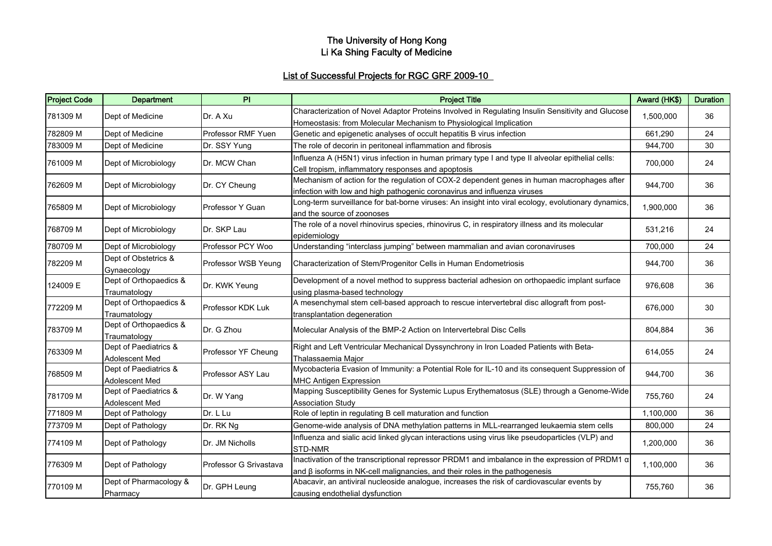# The University of Hong Kong
# Li Ka Shing Faculty of Medicine

## List of Successful Projects for RGC GRF 2009-10

| Project Code | Department | PI | Project Title | Award (HK$) | Duration |
|---|---|---|---|---|---|
| 781309 M | Dept of Medicine | Dr. A Xu | Characterization of Novel Adaptor Proteins Involved in Regulating Insulin Sensitivity and Glucose Homeostasis: from Molecular Mechanism to Physiological Implication | 1,500,000 | 36 |
| 782809 M | Dept of Medicine | Professor RMF Yuen | Genetic and epigenetic analyses of occult hepatitis B virus infection | 661,290 | 24 |
| 783009 M | Dept of Medicine | Dr. SSY Yung | The role of decorin in peritoneal inflammation and fibrosis | 944,700 | 30 |
| 761009 M | Dept of Microbiology | Dr. MCW Chan | Influenza A (H5N1) virus infection in human primary type I and type II alveolar epithelial cells: Cell tropism, inflammatory responses and apoptosis | 700,000 | 24 |
| 762609 M | Dept of Microbiology | Dr. CY Cheung | Mechanism of action for the regulation of COX-2 dependent genes in human macrophages after infection with low and high pathogenic coronavirus and influenza viruses | 944,700 | 36 |
| 765809 M | Dept of Microbiology | Professor Y Guan | Long-term surveillance for bat-borne viruses: An insight into viral ecology, evolutionary dynamics, and the source of zoonoses | 1,900,000 | 36 |
| 768709 M | Dept of Microbiology | Dr. SKP Lau | The role of a novel rhinovirus species, rhinovirus C, in respiratory illness and its molecular epidemiology | 531,216 | 24 |
| 780709 M | Dept of Microbiology | Professor PCY Woo | Understanding “interclass jumping” between mammalian and avian coronaviruses | 700,000 | 24 |
| 782209 M | Dept of Obstetrics & Gynaecology | Professor WSB Yeung | Characterization of Stem/Progenitor Cells in Human Endometriosis | 944,700 | 36 |
| 124009 E | Dept of Orthopaedics & Traumatology | Dr. KWK Yeung | Development of a novel method to suppress bacterial adhesion on orthopaedic implant surface using plasma-based technology | 976,608 | 36 |
| 772209 M | Dept of Orthopaedics & Traumatology | Professor KDK Luk | A mesenchymal stem cell-based approach to rescue intervertebral disc allograft from post-transplantation degeneration | 676,000 | 30 |
| 783709 M | Dept of Orthopaedics & Traumatology | Dr. G Zhou | Molecular Analysis of the BMP-2 Action on Intervertebral Disc Cells | 804,884 | 36 |
| 763309 M | Dept of Paediatrics & Adolescent Med | Professor YF Cheung | Right and Left Ventricular Mechanical Dyssynchrony in Iron Loaded Patients with Beta-Thalassaemia Major | 614,055 | 24 |
| 768509 M | Dept of Paediatrics & Adolescent Med | Professor ASY Lau | Mycobacteria Evasion of Immunity: a Potential Role for IL-10 and its consequent Suppression of MHC Antigen Expression | 944,700 | 36 |
| 781709 M | Dept of Paediatrics & Adolescent Med | Dr. W Yang | Mapping Susceptibility Genes for Systemic Lupus Erythematosus (SLE) through a Genome-Wide Association Study | 755,760 | 24 |
| 771809 M | Dept of Pathology | Dr. L Lu | Role of leptin in regulating B cell maturation and function | 1,100,000 | 36 |
| 773709 M | Dept of Pathology | Dr. RK Ng | Genome-wide analysis of DNA methylation patterns in MLL-rearranged leukaemia stem cells | 800,000 | 24 |
| 774109 M | Dept of Pathology | Dr. JM Nicholls | Influenza and sialic acid linked glycan interactions using virus like pseudoparticles (VLP) and STD-NMR | 1,200,000 | 36 |
| 776309 M | Dept of Pathology | Professor G Srivastava | Inactivation of the transcriptional repressor PRDM1 and imbalance in the expression of PRDM1 α and β isoforms in NK-cell malignancies, and their roles in the pathogenesis | 1,100,000 | 36 |
| 770109 M | Dept of Pharmacology & Pharmacy | Dr. GPH Leung | Abacavir, an antiviral nucleoside analogue, increases the risk of cardiovascular events by causing endothelial dysfunction | 755,760 | 36 |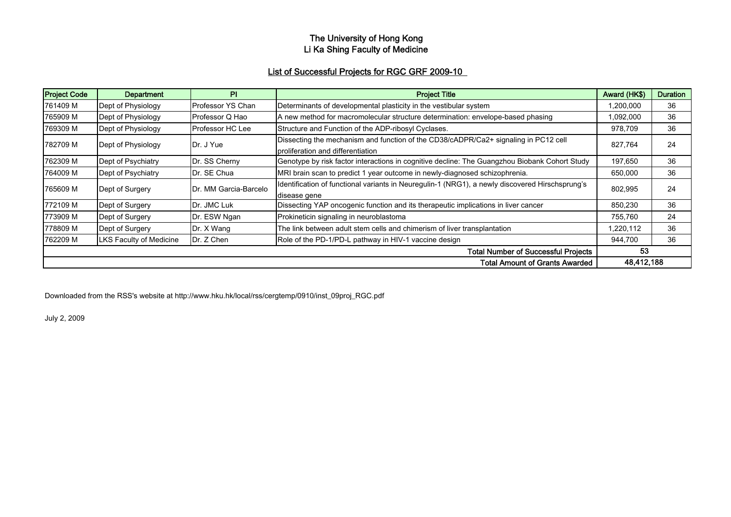# The University of Hong Kong
# Li Ka Shing Faculty of Medicine

## List of Successful Projects for RGC GRF 2009-10

| Project Code | Department | PI | Project Title | Award (HK$) | Duration |
|---|---|---|---|---|---|
| 761409 M | Dept of Physiology | Professor YS Chan | Determinants of developmental plasticity in the vestibular system | 1,200,000 | 36 |
| 765909 M | Dept of Physiology | Professor Q Hao | A new method for macromolecular structure determination: envelope-based phasing | 1,092,000 | 36 |
| 769309 M | Dept of Physiology | Professor HC Lee | Structure and Function of the ADP-ribosyl Cyclases. | 978,709 | 36 |
| 782709 M | Dept of Physiology | Dr. J Yue | Dissecting the mechanism and function of the CD38/cADPR/Ca2+ signaling in PC12 cell proliferation and differentiation | 827,764 | 24 |
| 762309 M | Dept of Psychiatry | Dr. SS Cherny | Genotype by risk factor interactions in cognitive decline: The Guangzhou Biobank Cohort Study | 197,650 | 36 |
| 764009 M | Dept of Psychiatry | Dr. SE Chua | MRI brain scan to predict 1 year outcome in newly-diagnosed schizophrenia. | 650,000 | 36 |
| 765609 M | Dept of Surgery | Dr. MM Garcia-Barcelo | Identification of functional variants in Neuregulin-1 (NRG1), a newly discovered Hirschsprung's disease gene | 802,995 | 24 |
| 772109 M | Dept of Surgery | Dr. JMC Luk | Dissecting YAP oncogenic function and its therapeutic implications in liver cancer | 850,230 | 36 |
| 773909 M | Dept of Surgery | Dr. ESW Ngan | Prokineticin signaling in neuroblastoma | 755,760 | 24 |
| 778809 M | Dept of Surgery | Dr. X Wang | The link between adult stem cells and chimerism of liver transplantation | 1,220,112 | 36 |
| 762209 M | LKS Faculty of Medicine | Dr. Z Chen | Role of the PD-1/PD-L pathway in HIV-1 vaccine design | 944,700 | 36 |
| | | | **Total Number of Successful Projects** | **53** | |
| | | | **Total Amount of Grants Awarded** | **48,412,188** | |

Downloaded from the RSS's website at http://www.hku.hk/local/rss/cergtemp/0910/inst_09proj_RGC.pdf

July 2, 2009